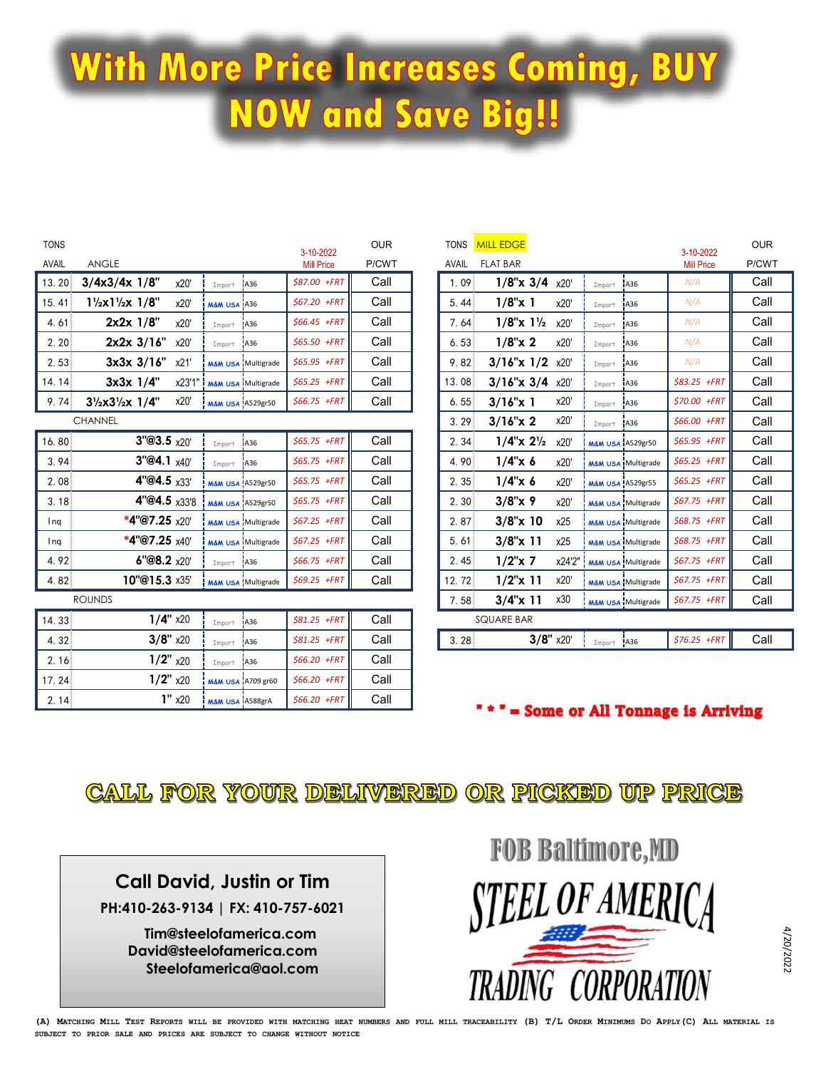# With More Price Increases Coming, BUY NOW and Save Big!!

| TONS AVAIL | ANGLE | | | | 3-10-2022 Mill Price | OUR P/CWT |
|---|---|---|---|---|---|---|
| 13.20 | 3/4x3/4x 1/8" | x20' | Import | A36 | $87.00 +FRT | Call |
| 15.41 | 1½x1½x 1/8" | x20' | M&M USA | A36 | $67.20 +FRT | Call |
| 4.61 | 2x2x 1/8" | x20' | Import | A36 | $66.45 +FRT | Call |
| 2.20 | 2x2x 3/16" | x20' | Import | A36 | $65.50 +FRT | Call |
| 2.53 | 3x3x 3/16" | x21' | M&M USA | Multigrade | $65.95 +FRT | Call |
| 14.14 | 3x3x 1/4" | x23'1" | M&M USA | Multigrade | $65.25 +FRT | Call |
| 9.74 | 3½x3½x 1/4" | x20' | M&M USA | A529gr50 | $66.75 +FRT | Call |
| | **CHANNEL** | | | | | |
| 16.80 | 3"@3.5 | x20' | Import | A36 | $65.75 +FRT | Call |
| 3.94 | 3"@4.1 | x40' | Import | A36 | $65.75 +FRT | Call |
| 2.08 | 4"@4.5 | x33' | M&M USA | A529gr50 | $65.75 +FRT | Call |
| 3.18 | 4"@4.5 | x33'8 | M&M USA | A529gr50 | $65.75 +FRT | Call |
| Inq | *4"@7.25 | x20' | M&M USA | Multigrade | $67.25 +FRT | Call |
| Inq | *4"@7.25 | x40' | M&M USA | Multigrade | $67.25 +FRT | Call |
| 4.92 | 6"@8.2 | x20' | Import | A36 | $66.75 +FRT | Call |
| 4.82 | 10"@15.3 | x35' | M&M USA | Multigrade | $69.25 +FRT | Call |
| | **ROUNDS** | | | | | |
| 14.33 | 1/4" | x20 | Import | A36 | $81.25 +FRT | Call |
| 4.32 | 3/8" | x20 | Import | A36 | $81.25 +FRT | Call |
| 2.16 | 1/2" | x20 | Import | A36 | $66.20 +FRT | Call |
| 17.24 | 1/2" | x20 | M&M USA | A709 gr60 | $66.20 +FRT | Call |
| 2.14 | 1" | x20 | M&M USA | A588grA | $66.20 +FRT | Call |

| TONS AVAIL | MILL EDGE FLAT BAR | | | | 3-10-2022 Mill Price | OUR P/CWT |
|---|---|---|---|---|---|---|
| 1.09 | 1/8"x 3/4 | x20' | Import | A36 | N/A | Call |
| 5.44 | 1/8"x 1 | x20' | Import | A36 | N/A | Call |
| 7.64 | 1/8"x 1½ | x20' | Import | A36 | N/A | Call |
| 6.53 | 1/8"x 2 | x20' | Import | A36 | N/A | Call |
| 9.82 | 3/16"x 1/2 | x20' | Import | A36 | N/A | Call |
| 13.08 | 3/16"x 3/4 | x20' | Import | A36 | $83.25 +FRT | Call |
| 6.55 | 3/16"x 1 | x20' | Import | A36 | $70.00 +FRT | Call |
| 3.29 | 3/16"x 2 | x20' | Import | A36 | $66.00 +FRT | Call |
| 2.34 | 1/4"x 2½ | x20' | M&M USA | A529gr50 | $65.95 +FRT | Call |
| 4.90 | 1/4"x 6 | x20' | M&M USA | Multigrade | $65.25 +FRT | Call |
| 2.35 | 1/4"x 6 | x20' | M&M USA | A529gr55 | $65.25 +FRT | Call |
| 2.30 | 3/8"x 9 | x20' | M&M USA | Multigrade | $67.75 +FRT | Call |
| 2.87 | 3/8"x 10 | x25 | M&M USA | Multigrade | $68.75 +FRT | Call |
| 5.61 | 3/8"x 11 | x25 | M&M USA | Multigrade | $68.75 +FRT | Call |
| 2.45 | 1/2"x 7 | x24'2" | M&M USA | Multigrade | $67.75 +FRT | Call |
| 12.72 | 1/2"x 11 | x20' | M&M USA | Multigrade | $67.75 +FRT | Call |
| 7.58 | 3/4"x 11 | x30 | M&M USA | Multigrade | $67.75 +FRT | Call |
| | **SQUARE BAR** | | | | | |
| 3.28 | 3/8" | x20' | Import | A36 | $76.25 +FRT | Call |

" * " = Some or All Tonnage is Arriving

## CALL FOR YOUR DELIVERED OR PICKED UP PRICE

**Call David, Justin or Tim**

**PH:410-263-9134 | FX: 410-757-6021**

**Tim@steelofamerica.com**
**David@steelofamerica.com**
**Steelofamerica@aol.com**

FOB Baltimore,MD

STEEL OF AMERICA TRADING CORPORATION

4/20/2022

(A) Matching Mill Test Reports will be provided with matching heat numbers and full mill traceability (B) T/L Order Minimums Do Apply (C) All material is subject to prior sale and prices are subject to change without notice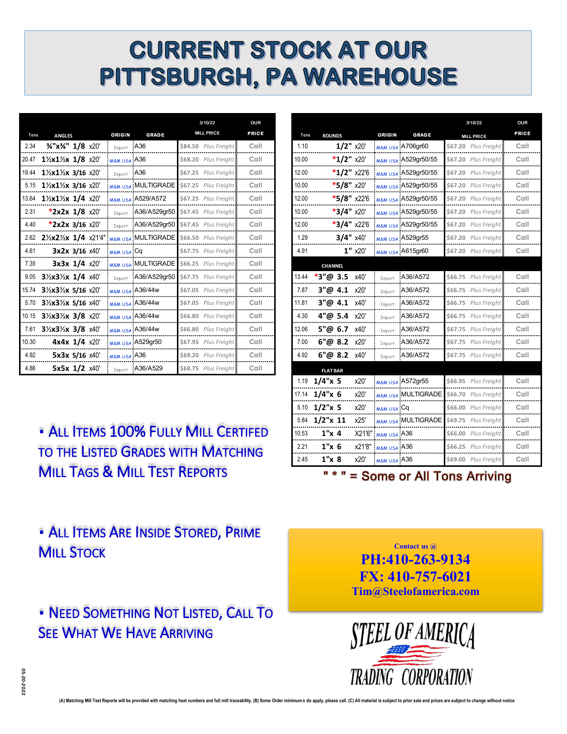# CURRENT STOCK AT OUR PITTSBURGH, PA WAREHOUSE

| Tons | ANGLES | ORIGIN | GRADE | 3/10/22 MILL PRICE | OUR PRICE |
|---|---|---|---|---|---|
| 2.34 | ¾"x¾" 1/8 x20' | Import | A36 | $84.50 Plus Freight | Call |
| 20.47 | 1½x1½x 1/8 x20' | M&M USA | A36 | $68.20 Plus Freight | Call |
| 19.44 | 1½x1½x 3/16 x20' | Import | A36 | $67.25 Plus Freight | Call |
| 5.15 | 1½x1½x 3/16 x20' | M&M USA | MULTIGRADE | $67.25 Plus Freight | Call |
| 13.64 | 1½x1½x 1/4 x20' | M&M USA | A529/A572 | $67.25 Plus Freight | Call |
| 2.31 | *2x2x 1/8 x20' | Import | A36/A529gr50 | $67.45 Plus Freight | Call |
| 4.40 | *2x2x 3/16 x20' | Import | A36/A529gr50 | $67.45 Plus Freight | Call |
| 2.62 | 2½x2½x 1/4 x21'4" | M&M USA | MULTIGRADE | $66.50 Plus Freight | Call |
| 4.61 | 3x2x 3/16 x40' | M&M USA | Cq | $67.75 Plus Freight | Call |
| 7.35 | 3x3x 1/4 x20' | M&M USA | MULTIGRADE | $66.25 Plus Freight | Call |
| 9.05 | 3½x3½x 1/4 x40' | Import | A36/A529gr50 | $67.75 Plus Freight | Call |
| 15.74 | 3½x3½x 5/16 x20' | M&M USA | A36/44w | $67.05 Plus Freight | Call |
| 5.70 | 3½x3½x 5/16 x40' | M&M USA | A36/44w | $67.05 Plus Freight | Call |
| 10.15 | 3½x3½x 3/8 x20' | M&M USA | A36/44w | $66.80 Plus Freight | Call |
| 7.61 | 3½x3½x 3/8 x40' | M&M USA | A36/44w | $66.80 Plus Freight | Call |
| 10.30 | 4x4x 1/4 x20' | M&M USA | A529gr50 | $67.95 Plus Freight | Call |
| 4.92 | 5x3x 5/16 x40' | M&M USA | A36 | $69.20 Plus Freight | Call |
| 4.86 | 5x5x 1/2 x40' | Import | A36/A529 | $68.75 Plus Freight | Call |

| Tons | ROUNDS | ORIGIN | GRADE | 3/10/22 MILL PRICE | OUR PRICE |
|---|---|---|---|---|---|
| 1.10 | 1/2" x20' | M&M USA | A706gr60 | $67.20 Plus Freight | Call |
| 10.00 | *1/2" x20' | M&M USA | A529gr50/55 | $67.20 Plus Freight | Call |
| 12.00 | *1/2" x22'6 | M&M USA | A529gr50/55 | $67.20 Plus Freight | Call |
| 10.00 | *5/8" x20' | M&M USA | A529gr50/55 | $67.20 Plus Freight | Call |
| 12.00 | *5/8" x22'6 | M&M USA | A529gr50/55 | $67.20 Plus Freight | Call |
| 10.00 | *3/4" x20' | M&M USA | A529gr50/55 | $67.20 Plus Freight | Call |
| 12.00 | *3/4" x22'6 | M&M USA | A529gr50/55 | $67.20 Plus Freight | Call |
| 1.29 | 3/4" x40' | M&M USA | A529gr55 | $67.20 Plus Freight | Call |
| 4.91 | 1" x20' | M&M USA | A615gr60 | $67.20 Plus Freight | Call |
| | **CHANNEL** | | | | |
| 13.44 | *3"@ 3.5 x40' | Import | A36/A572 | $66.75 Plus Freight | Call |
| 7.87 | 3"@ 4.1 x20' | Import | A36/A572 | $66.75 Plus Freight | Call |
| 11.81 | 3"@ 4.1 x40' | Import | A36/A572 | $66.75 Plus Freight | Call |
| 4.30 | 4"@ 5.4 x20' | Import | A36/A572 | $66.75 Plus Freight | Call |
| 12.06 | 5"@ 6.7 x40' | Import | A36/A572 | $67.75 Plus Freight | Call |
| 7.00 | 6"@ 8.2 x20' | Import | A36/A572 | $67.75 Plus Freight | Call |
| 4.92 | 6"@ 8.2 x40' | Import | A36/A572 | $67.75 Plus Freight | Call |
| | **FLAT BAR** | | | | |
| 1.19 | 1/4"x 5 x20' | M&M USA | A572gr55 | $66.95 Plus Freight | Call |
| 17.14 | 1/4"x 6 x20' | M&M USA | MULTIGRADE | $66.70 Plus Freight | Call |
| 5.10 | 1/2"x 5 x20' | M&M USA | Cq | $66.00 Plus Freight | Call |
| 5.84 | 1/2"x 11 x25' | M&M USA | MULTIGRADE | $69.75 Plus Freight | Call |
| 10.53 | 1"x 4 X21'6" | M&M USA | A36 | $66.00 Plus Freight | Call |
| 2.21 | 1"x 6 x21'8" | M&M USA | A36 | $66.25 Plus Freight | Call |
| 2.45 | 1"x 8 x20' | M&M USA | A36 | $69.00 Plus Freight | Call |

" * " = Some or All Tons Arriving

- All Items 100% Fully Mill Certified to the Listed Grades with Matching Mill Tags & Mill Test Reports
- All Items Are Inside Stored, Prime Mill Stock
- Need Something Not Listed, Call To See What We Have Arriving

Contact us @
**PH:410-263-9134**
**FX: 410-757-6021**
**Tim@Steelofamerica.com**

STEEL OF AMERICA TRADING CORPORATION

05-20-2022

(A) Matching Mill Test Reports will be provided with matching heat numbers and full mill traceability. (B) Some Order minimum s do apply, please call. (C) All material is subject to prior sale and prices are subject to change without notice